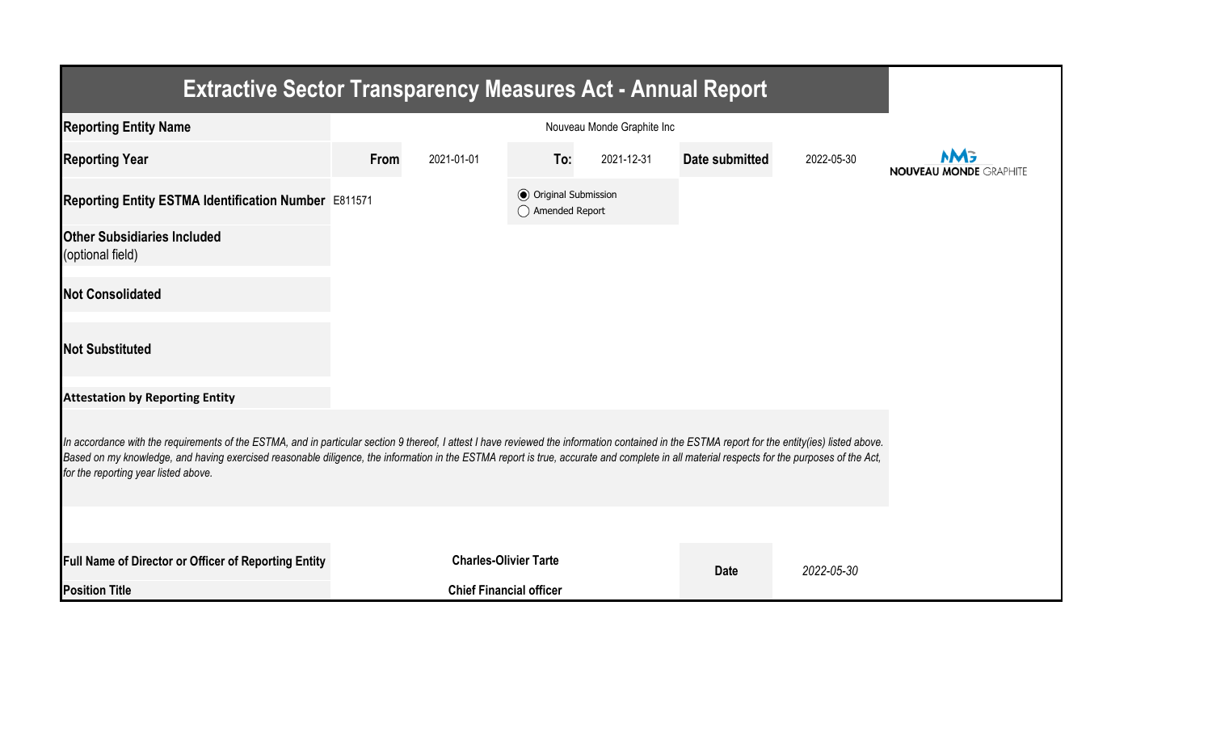# Extractive Sector Transparency Measures Act - Annual Report

| | | | | | | |
|---|---|---|---|---|---|---|
| **Reporting Entity Name** | Nouveau Monde Graphite Inc | | | | | |
| **Reporting Year** | **From** | 2021-01-01 | **To:** | 2021-12-31 | **Date submitted** | 2022-05-30 |
| **Reporting Entity ESTMA Identification Number** | E811571 | | ◉ Original Submission ◯ Amended Report | | | |
| **Other Subsidiaries Included** (optional field) | | | | | | |
| **Not Consolidated** | | | | | | |
| **Not Substituted** | | | | | | |

**Attestation by Reporting Entity**

*In accordance with the requirements of the ESTMA, and in particular section 9 thereof, I attest I have reviewed the information contained in the ESTMA report for the entity(ies) listed above. Based on my knowledge, and having exercised reasonable diligence, the information in the ESTMA report is true, accurate and complete in all material respects for the purposes of the Act, for the reporting year listed above.*

| | | | |
|---|---|---|---|
| **Full Name of Director or Officer of Reporting Entity** | **Charles-Olivier Tarte** | **Date** | *2022-05-30* |
| **Position Title** | **Chief Financial officer** | | |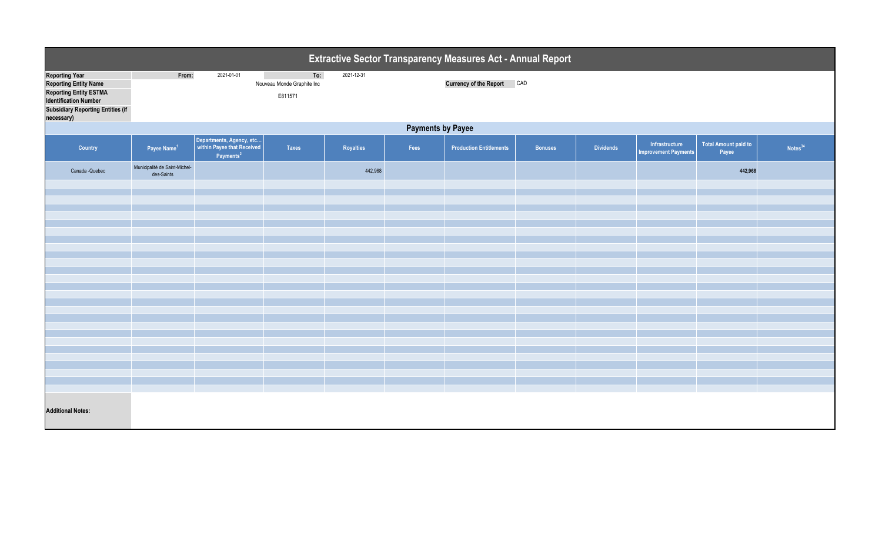# Extractive Sector Transparency Measures Act - Annual Report

| | | | | |
|---|---|---|---|---|
| **Reporting Year** | From: | 2021-01-01 | To: | 2021-12-31 |
| **Reporting Entity Name** | | Nouveau Monde Graphite Inc | | |
| **Reporting Entity ESTMA Identification Number** | | E811571 | | |
| **Subsidiary Reporting Entities (if necessary)** | | | | |

**Currency of the Report** CAD

## Payments by Payee

| Country | Payee Name[1] | Departments, Agency, etc... within Payee that Received Payments[2] | Taxes | Royalties | Fees | Production Entitlements | Bonuses | Dividends | Infrastructure Improvement Payments | Total Amount paid to Payee | Notes[34] |
|---|---|---|---|---|---|---|---|---|---|---|---|
| Canada -Quebec | Municipalité de Saint-Michel-des-Saints | | | 442,968 | | | | | | **442,968** | |

**Additional Notes:**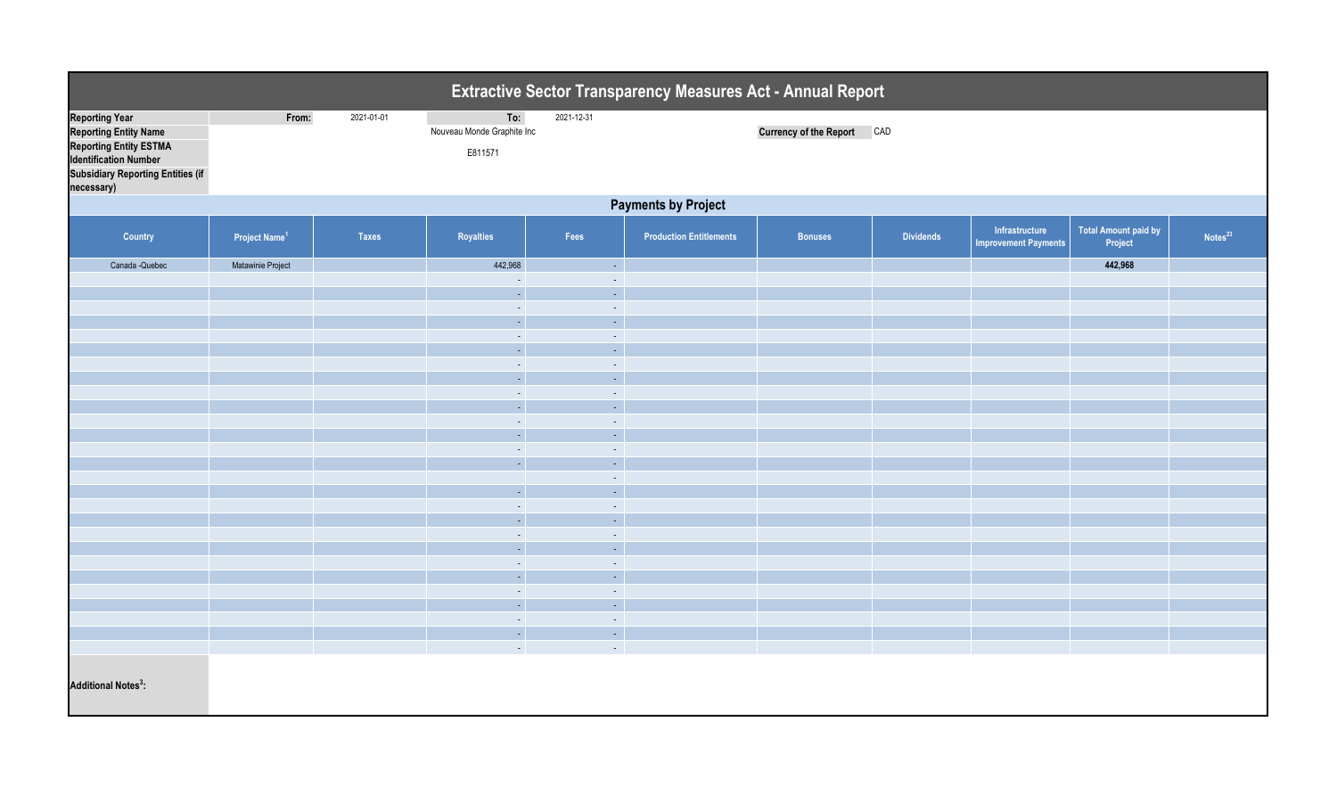# Extractive Sector Transparency Measures Act - Annual Report

| | | | | | |
|---|---|---|---|---|---|
| **Reporting Year** | **From:** | 2021-01-01 | **To:** | 2021-12-31 | |
| **Reporting Entity Name** | | | Nouveau Monde Graphite Inc | **Currency of the Report** | CAD |
| **Reporting Entity ESTMA Identification Number** | | | E811571 | | |
| **Subsidiary Reporting Entities (if necessary)** | | | | | |

## Payments by Project

| Country | Project Name[1] | Taxes | Royalties | Fees | Production Entitlements | Bonuses | Dividends | Infrastructure Improvement Payments | Total Amount paid by Project | Notes[23] |
|---|---|---|---|---|---|---|---|---|---|---|
| Canada -Quebec | Matawinie Project | | 442,968 | - | | | | | **442,968** | |
| | | | - | - | | | | | | |
| | | | - | - | | | | | | |
| | | | - | - | | | | | | |
| | | | - | - | | | | | | |
| | | | - | - | | | | | | |
| | | | - | - | | | | | | |
| | | | - | - | | | | | | |
| | | | - | - | | | | | | |
| | | | - | - | | | | | | |
| | | | - | - | | | | | | |
| | | | - | - | | | | | | |
| | | | - | - | | | | | | |
| | | | - | - | | | | | | |
| | | | - | - | | | | | | |
| | | | | - | | | | | | |
| | | | - | - | | | | | | |
| | | | - | - | | | | | | |
| | | | - | - | | | | | | |
| | | | - | - | | | | | | |
| | | | - | - | | | | | | |
| | | | - | - | | | | | | |
| | | | - | - | | | | | | |
| | | | - | - | | | | | | |
| | | | - | - | | | | | | |
| | | | - | - | | | | | | |
| | | | - | - | | | | | | |
| | | | - | - | | | | | | |

**Additional Notes[3]:**